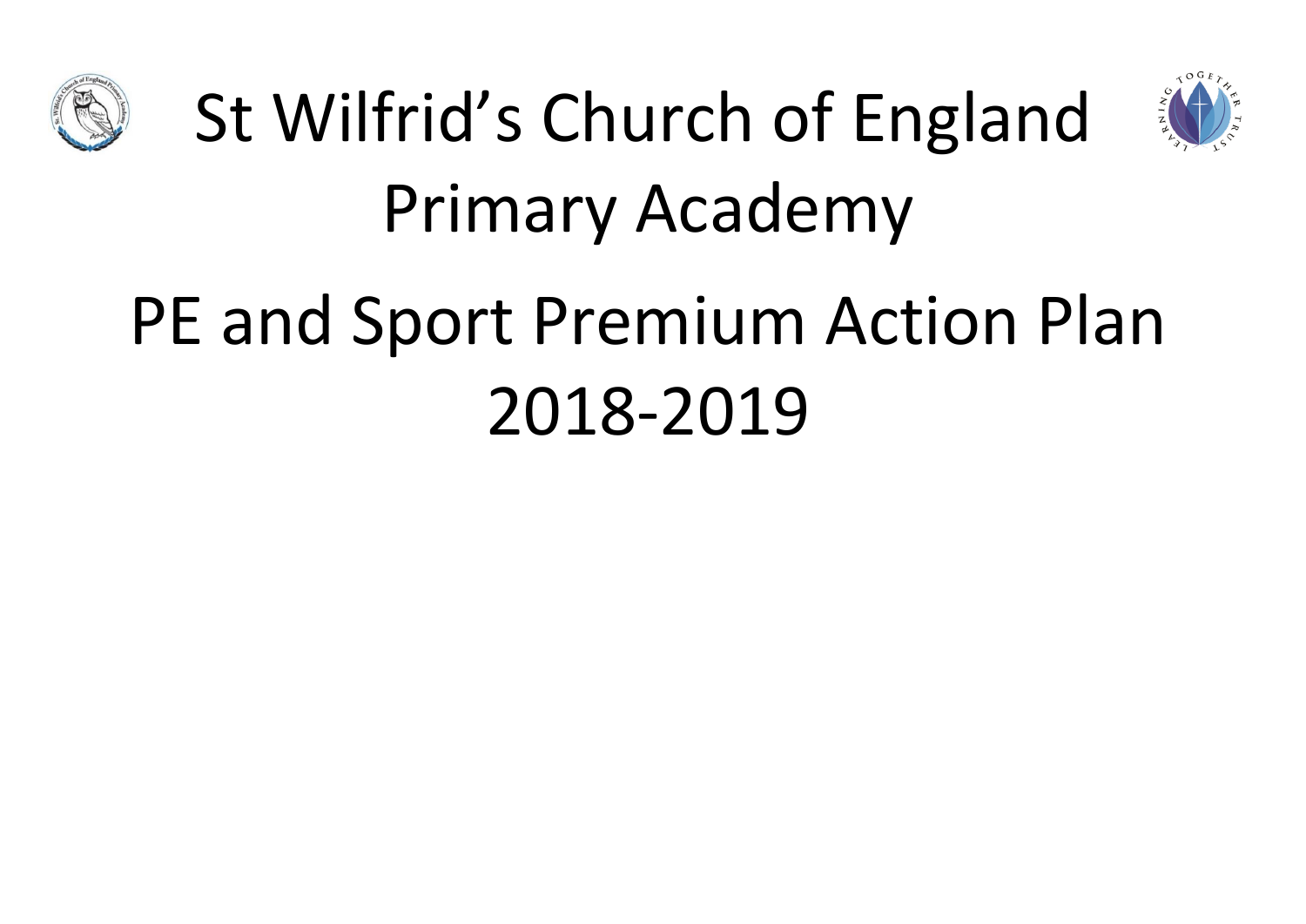# St Wilfrid's Church of England Primary Academy

# PE and Sport Premium Action Plan 2018-2019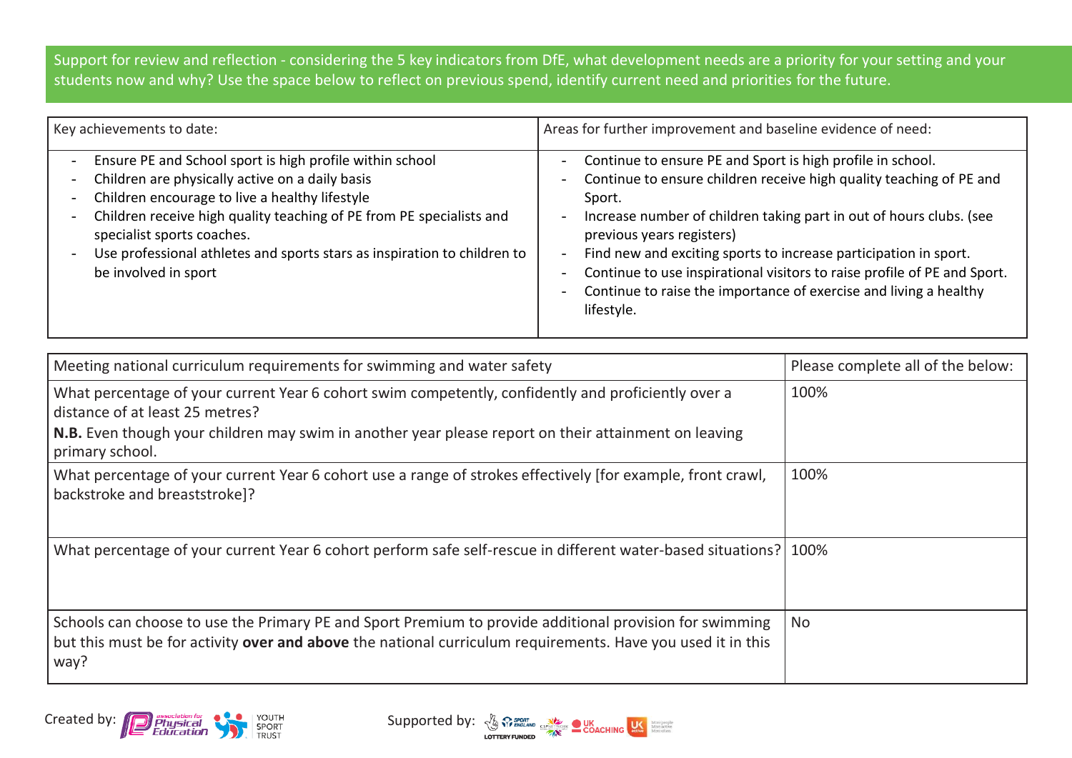Support for review and reflection - considering the 5 key indicators from DfE, what development needs are a priority for your setting and your students now and why? Use the space below to reflect on previous spend, identify current need and priorities for the future.

| Key achievements to date: | Areas for further improvement and baseline evidence of need: |
| --- | --- |
| - Ensure PE and School sport is high profile within school<br>- Children are physically active on a daily basis<br>- Children encourage to live a healthy lifestyle<br>- Children receive high quality teaching of PE from PE specialists and specialist sports coaches.<br>- Use professional athletes and sports stars as inspiration to children to be involved in sport | - Continue to ensure PE and Sport is high profile in school.<br>- Continue to ensure children receive high quality teaching of PE and Sport.<br>- Increase number of children taking part in out of hours clubs. (see previous years registers)<br>- Find new and exciting sports to increase participation in sport.<br>- Continue to use inspirational visitors to raise profile of PE and Sport.<br>- Continue to raise the importance of exercise and living a healthy lifestyle. |

| Meeting national curriculum requirements for swimming and water safety | Please complete all of the below: |
| --- | --- |
| What percentage of your current Year 6 cohort swim competently, confidently and proficiently over a distance of at least 25 metres?<br>**N.B.** Even though your children may swim in another year please report on their attainment on leaving primary school. | 100% |
| What percentage of your current Year 6 cohort use a range of strokes effectively [for example, front crawl, backstroke and breaststroke]? | 100% |
| What percentage of your current Year 6 cohort perform safe self-rescue in different water-based situations? | 100% |
| Schools can choose to use the Primary PE and Sport Premium to provide additional provision for swimming but this must be for activity **over and above** the national curriculum requirements. Have you used it in this way? | No |

Created by: Association for Physical Education, Youth Sport Trust

Supported by: Sport England, CSPN, UK Coaching, UK Active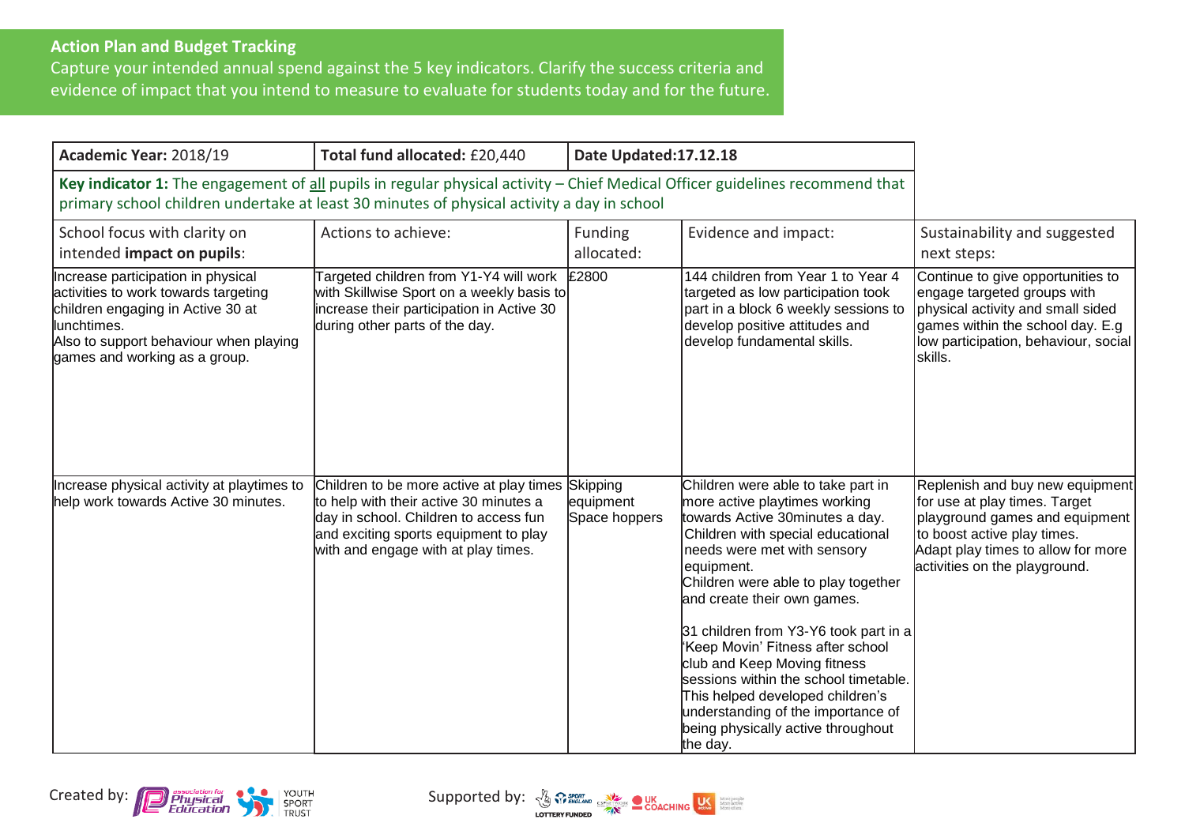**Action Plan and Budget Tracking**

Capture your intended annual spend against the 5 key indicators. Clarify the success criteria and evidence of impact that you intend to measure to evaluate for students today and for the future.

| **Academic Year:** 2018/19 | **Total fund allocated:** £20,440 | **Date Updated:17.12.18** | | |
|---|---|---|---|---|
| **Key indicator 1:** The engagement of all pupils in regular physical activity – Chief Medical Officer guidelines recommend that primary school children undertake at least 30 minutes of physical activity a day in school | | | | |
| School focus with clarity on intended **impact on pupils**: | Actions to achieve: | Funding allocated: | Evidence and impact: | Sustainability and suggested next steps: |
| Increase participation in physical activities to work towards targeting children engaging in Active 30 at lunchtimes.<br>Also to support behaviour when playing games and working as a group. | Targeted children from Y1-Y4 will work with Skillwise Sport on a weekly basis to increase their participation in Active 30 during other parts of the day. | £2800 | 144 children from Year 1 to Year 4 targeted as low participation took part in a block 6 weekly sessions to develop positive attitudes and develop fundamental skills. | Continue to give opportunities to engage targeted groups with physical activity and small sided games within the school day. E.g low participation, behaviour, social skills. |
| Increase physical activity at playtimes to help work towards Active 30 minutes. | Children to be more active at play times to help with their active 30 minutes a day in school. Children to access fun and exciting sports equipment to play with and engage with at play times. | Skipping equipment<br>Space hoppers | Children were able to take part in more active playtimes working towards Active 30minutes a day. Children with special educational needs were met with sensory equipment.<br>Children were able to play together and create their own games.<br><br>31 children from Y3-Y6 took part in a 'Keep Movin' Fitness after school club and Keep Moving fitness sessions within the school timetable. This helped developed children's understanding of the importance of being physically active throughout the day. | Replenish and buy new equipment for use at play times. Target playground games and equipment to boost active play times.<br>Adapt play times to allow for more activities on the playground. |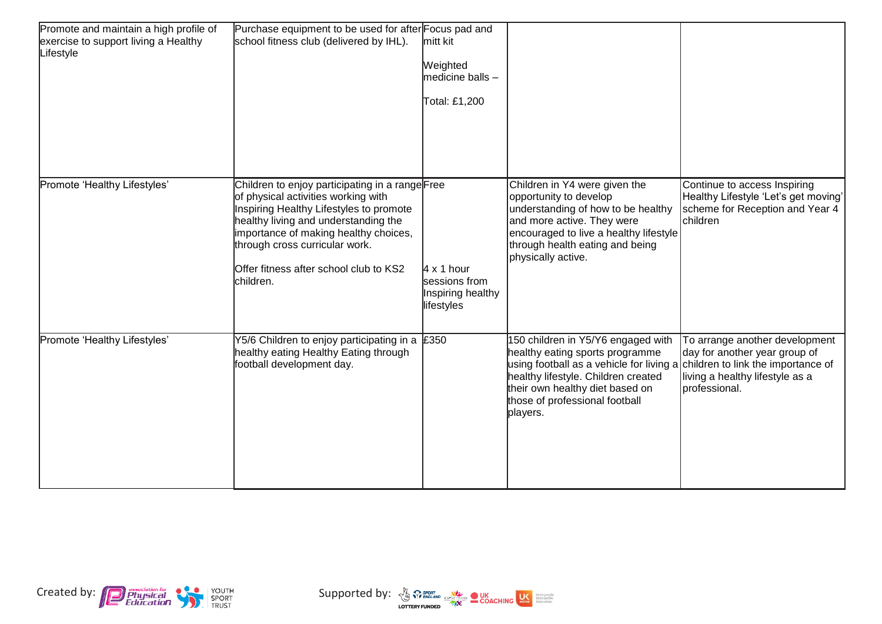| | | | | |
|---|---|---|---|---|
| Promote and maintain a high profile of exercise to support living a Healthy Lifestyle | Purchase equipment to be used for after school fitness club (delivered by IHL). | Focus pad and mitt kit<br><br>Weighted medicine balls –<br><br>Total: £1,200 | | |
| Promote 'Healthy Lifestyles' | Children to enjoy participating in a range of physical activities working with Inspiring Healthy Lifestyles to promote healthy living and understanding the importance of making healthy choices, through cross curricular work.<br><br>Offer fitness after school club to KS2 children. | Free<br><br>4 x 1 hour sessions from Inspiring healthy lifestyles | Children in Y4 were given the opportunity to develop understanding of how to be healthy and more active. They were encouraged to live a healthy lifestyle through health eating and being physically active. | Continue to access Inspiring Healthy Lifestyle 'Let's get moving' scheme for Reception and Year 4 children |
| Promote 'Healthy Lifestyles' | Y5/6 Children to enjoy participating in a healthy eating Healthy Eating through football development day. | £350 | 150 children in Y5/Y6 engaged with healthy eating sports programme using football as a vehicle for living a healthy lifestyle. Children created their own healthy diet based on those of professional football players. | To arrange another development day for another year group of children to link the importance of living a healthy lifestyle as a professional. |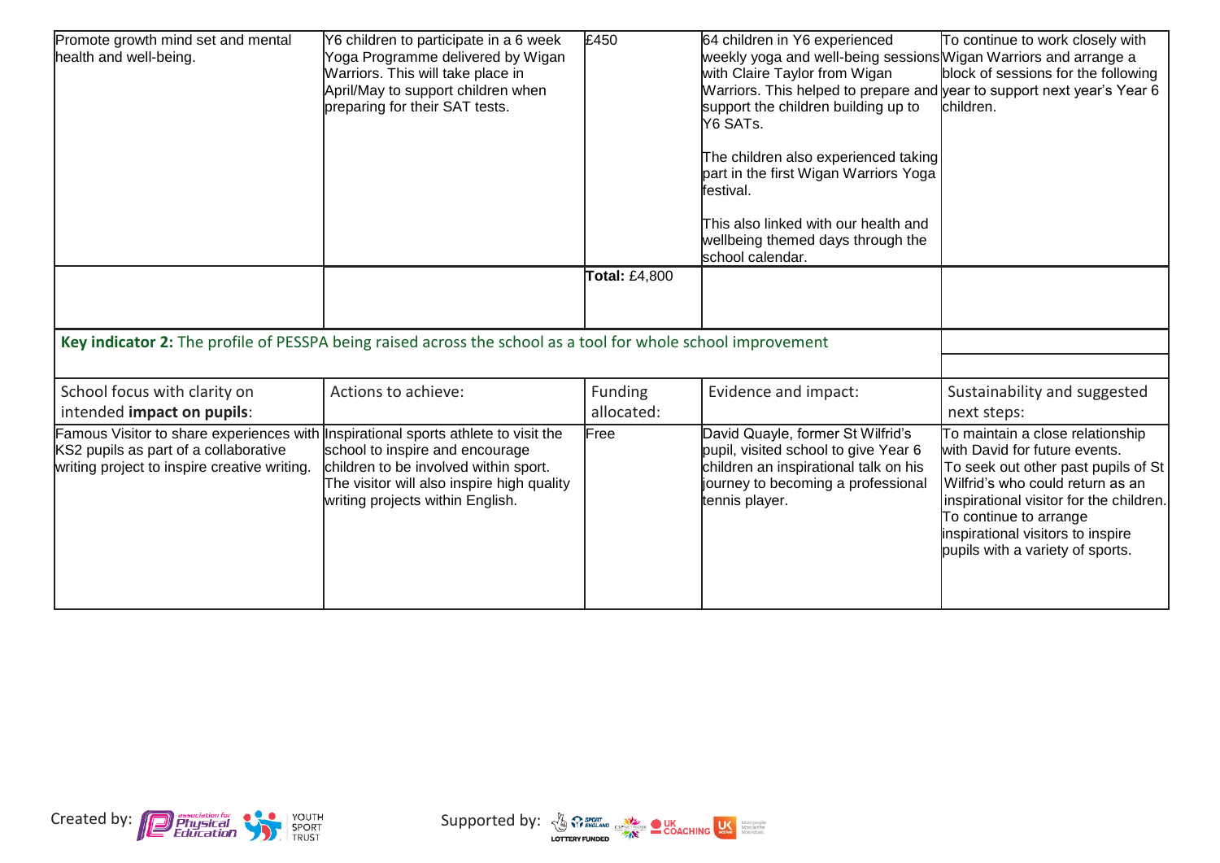| | | | | |
|---|---|---|---|---|
| Promote growth mind set and mental health and well-being. | Y6 children to participate in a 6 week Yoga Programme delivered by Wigan Warriors. This will take place in April/May to support children when preparing for their SAT tests. | £450 | 64 children in Y6 experienced weekly yoga and well-being sessions with Claire Taylor from Wigan Warriors. This helped to prepare and support the children building up to Y6 SATs.<br><br>The children also experienced taking part in the first Wigan Warriors Yoga festival.<br><br>This also linked with our health and wellbeing themed days through the school calendar. | To continue to work closely with Wigan Warriors and arrange a block of sessions for the following year to support next year's Year 6 children. |
| | | **Total:** £4,800 | | |

| **Key indicator 2:** The profile of PESSPA being raised across the school as a tool for whole school improvement | | | | |
|---|---|---|---|---|
| School focus with clarity on intended **impact on pupils**: | Actions to achieve: | Funding allocated: | Evidence and impact: | Sustainability and suggested next steps: |
| Famous Visitor to share experiences with KS2 pupils as part of a collaborative writing project to inspire creative writing. | Inspirational sports athlete to visit the school to inspire and encourage children to be involved within sport. The visitor will also inspire high quality writing projects within English. | Free | David Quayle, former St Wilfrid's pupil, visited school to give Year 6 children an inspirational talk on his journey to becoming a professional tennis player. | To maintain a close relationship with David for future events.<br>To seek out other past pupils of St Wilfrid's who could return as an inspirational visitor for the children.<br>To continue to arrange inspirational visitors to inspire pupils with a variety of sports. |

Created by: association for Physical Education, Youth Sport Trust

Supported by: Sport England, Lottery Funded, CSP Network, UK Coaching, UK Active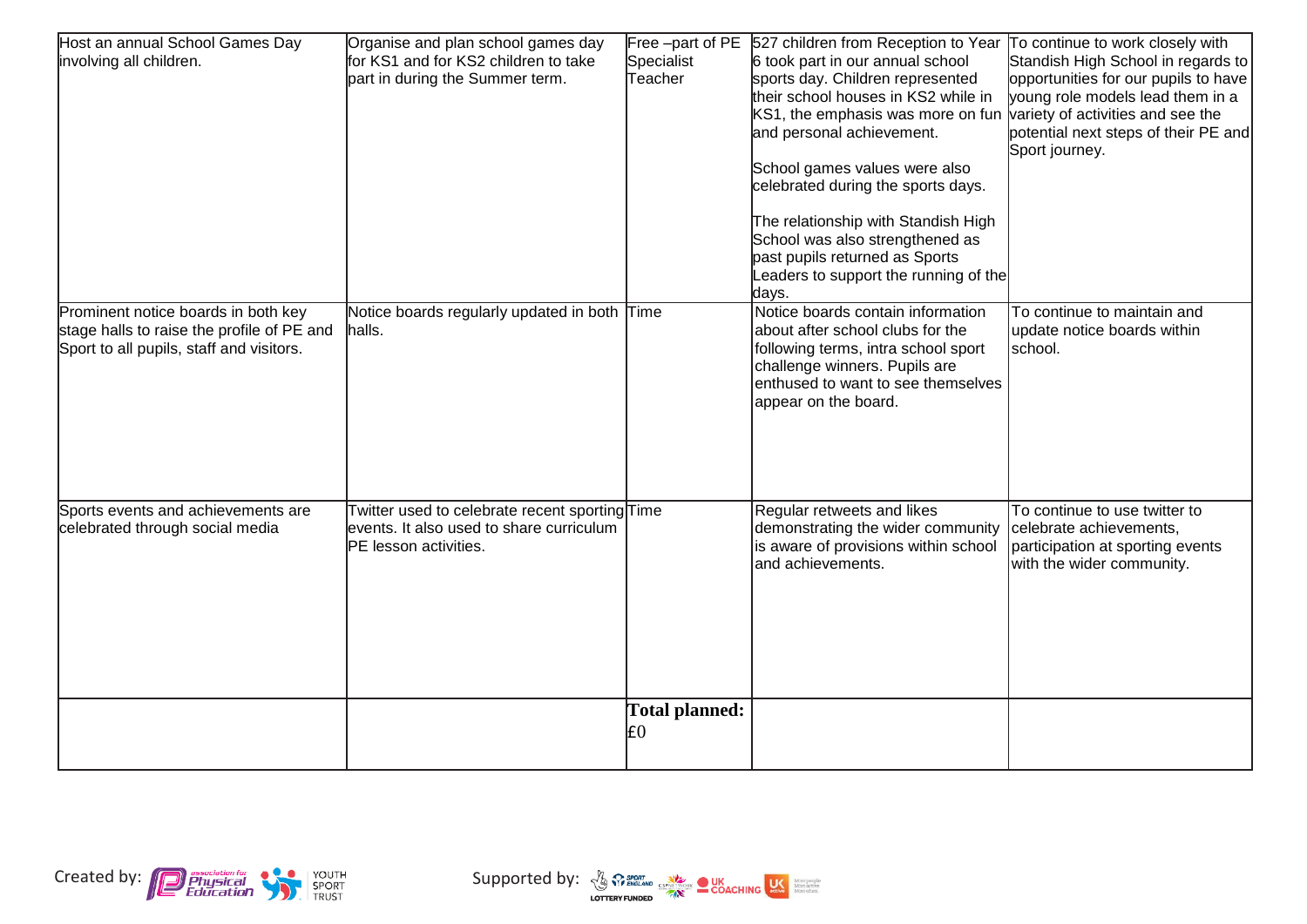| | | | | |
|---|---|---|---|---|
| Host an annual School Games Day involving all children. | Organise and plan school games day for KS1 and for KS2 children to take part in during the Summer term. | Free –part of PE Specialist Teacher | 527 children from Reception to Year 6 took part in our annual school sports day. Children represented their school houses in KS2 while in KS1, the emphasis was more on fun and personal achievement.<br><br>School games values were also celebrated during the sports days.<br><br>The relationship with Standish High School was also strengthened as past pupils returned as Sports Leaders to support the running of the days. | To continue to work closely with Standish High School in regards to opportunities for our pupils to have young role models lead them in a variety of activities and see the potential next steps of their PE and Sport journey. |
| Prominent notice boards in both key stage halls to raise the profile of PE and Sport to all pupils, staff and visitors. | Notice boards regularly updated in both halls. | Time | Notice boards contain information about after school clubs for the following terms, intra school sport challenge winners. Pupils are enthused to want to see themselves appear on the board. | To continue to maintain and update notice boards within school. |
| Sports events and achievements are celebrated through social media | Twitter used to celebrate recent sporting events. It also used to share curriculum PE lesson activities. | Time | Regular retweets and likes demonstrating the wider community is aware of provisions within school and achievements. | To continue to use twitter to celebrate achievements, participation at sporting events with the wider community. |
| | | **Total planned:** £0 | | |

Created by: association for Physical Education, Youth Sport Trust

Supported by: Sport England Lottery Funded, CSPNetwork, UK Coaching, UK Active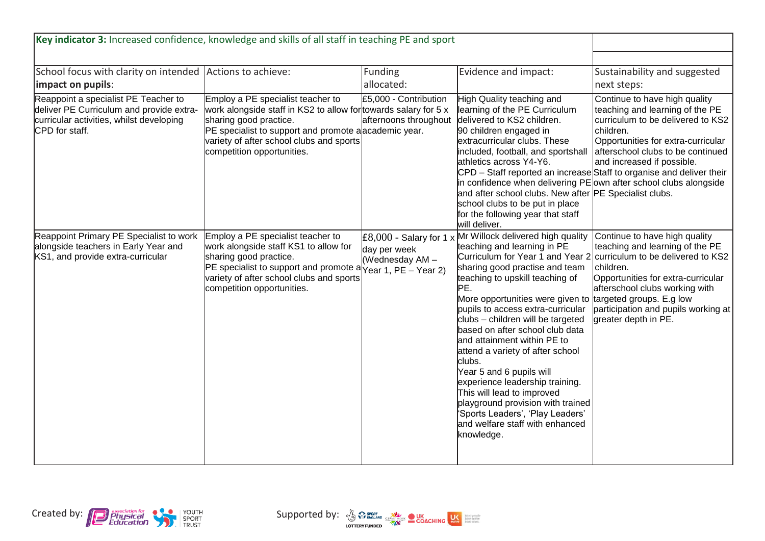| **Key indicator 3:** Increased confidence, knowledge and skills of all staff in teaching PE and sport | | | | |
|---|---|---|---|---|
| School focus with clarity on intended **impact on pupils**: | Actions to achieve: | Funding allocated: | Evidence and impact: | Sustainability and suggested next steps: |
| Reappoint a specialist PE Teacher to deliver PE Curriculum and provide extra-curricular activities, whilst developing CPD for staff. | Employ a PE specialist teacher to work alongside staff in KS2 to allow for sharing good practice.<br>PE specialist to support and promote a variety of after school clubs and sports competition opportunities. | £5,000 - Contribution towards salary for 5 x afternoons throughout academic year. | High Quality teaching and learning of the PE Curriculum delivered to KS2 children.<br>90 children engaged in extracurricular clubs. These included, football, and sportshall athletics across Y4-Y6.<br>CPD – Staff reported an increase in confidence when delivering PE and after school clubs. New after school clubs to be put in place for the following year that staff will deliver. | Continue to have high quality teaching and learning of the PE curriculum to be delivered to KS2 children.<br>Opportunities for extra-curricular afterschool clubs to be continued and increased if possible.<br>Staff to organise and deliver their own after school clubs alongside PE Specialist clubs. |
| Reappoint Primary PE Specialist to work alongside teachers in Early Year and KS1, and provide extra-curricular | Employ a PE specialist teacher to work alongside staff KS1 to allow for sharing good practice.<br>PE specialist to support and promote a variety of after school clubs and sports competition opportunities. | £8,000 - Salary for 1 x day per week (Wednesday AM – Year 1, PE – Year 2) | Mr Willock delivered high quality teaching and learning in PE Curriculum for Year 1 and Year 2 sharing good practise and team teaching to upskill teaching of PE.<br>More opportunities were given to pupils to access extra-curricular clubs – children will be targeted based on after school club data and attainment within PE to attend a variety of after school clubs.<br>Year 5 and 6 pupils will experience leadership training. This will lead to improved playground provision with trained 'Sports Leaders', 'Play Leaders' and welfare staff with enhanced knowledge. | Continue to have high quality teaching and learning of the PE curriculum to be delivered to KS2 children.<br>Opportunities for extra-curricular afterschool clubs working with targeted groups. E.g low participation and pupils working at greater depth in PE. |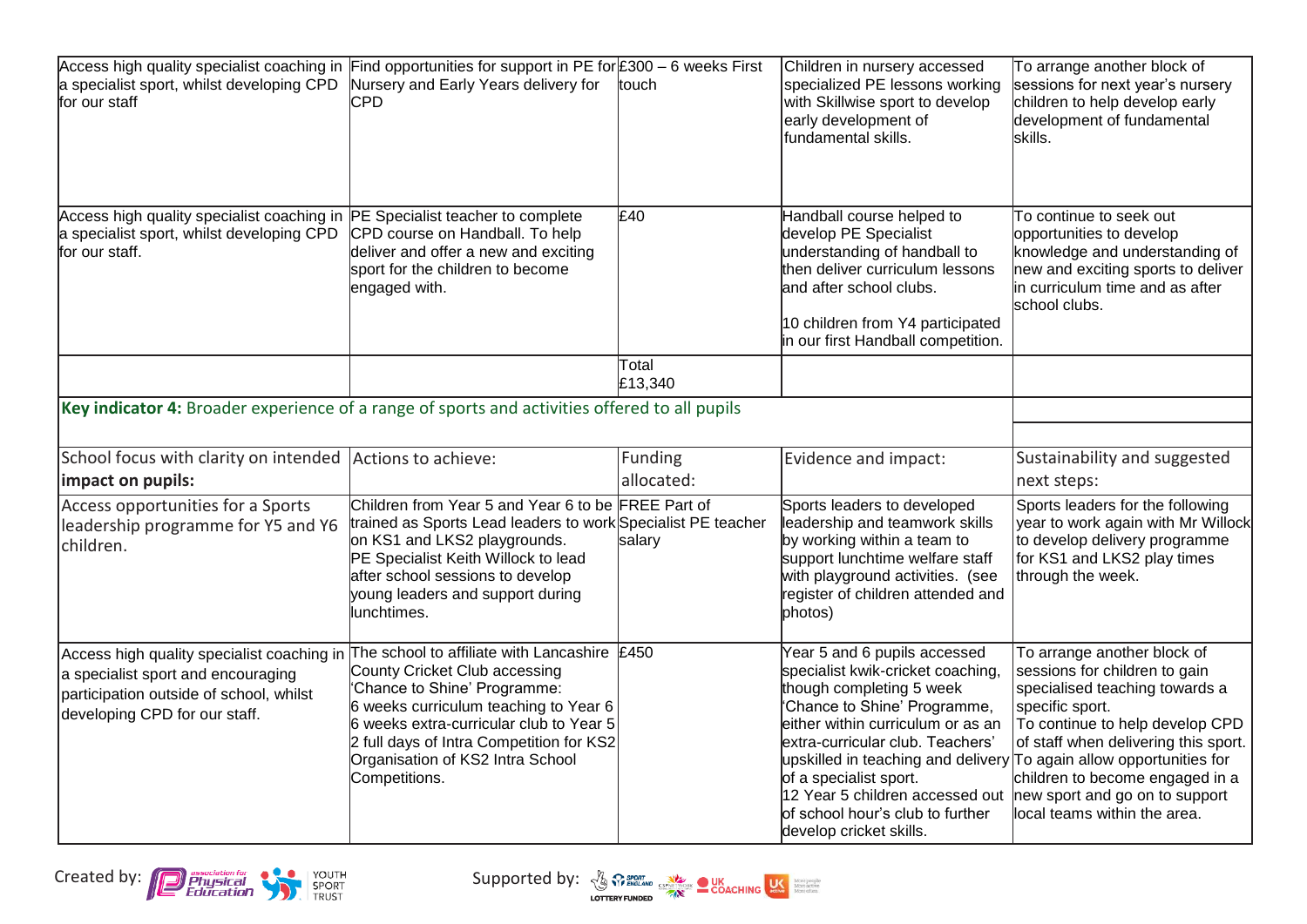| | | | | |
|---|---|---|---|---|
| Access high quality specialist coaching in a specialist sport, whilst developing CPD for our staff | Find opportunities for support in PE for Nursery and Early Years delivery for CPD | £300 – 6 weeks First touch | Children in nursery accessed specialized PE lessons working with Skillwise sport to develop early development of fundamental skills. | To arrange another block of sessions for next year's nursery children to help develop early development of fundamental skills. |
| Access high quality specialist coaching in a specialist sport, whilst developing CPD for our staff. | PE Specialist teacher to complete CPD course on Handball. To help deliver and offer a new and exciting sport for the children to become engaged with. | £40 | Handball course helped to develop PE Specialist understanding of handball to then deliver curriculum lessons and after school clubs.<br><br>10 children from Y4 participated in our first Handball competition. | To continue to seek out opportunities to develop knowledge and understanding of new and exciting sports to deliver in curriculum time and as after school clubs. |
| | | Total £13,340 | | |

**Key indicator 4:** Broader experience of a range of sports and activities offered to all pupils

| School focus with clarity on intended **impact on pupils:** | Actions to achieve: | Funding allocated: | Evidence and impact: | Sustainability and suggested next steps: |
|---|---|---|---|---|
| Access opportunities for a Sports leadership programme for Y5 and Y6 children. | Children from Year 5 and Year 6 to be trained as Sports Lead leaders to work on KS1 and LKS2 playgrounds.<br>PE Specialist Keith Willock to lead after school sessions to develop young leaders and support during lunchtimes. | FREE Part of Specialist PE teacher salary | Sports leaders to developed leadership and teamwork skills by working within a team to support lunchtime welfare staff with playground activities. (see register of children attended and photos) | Sports leaders for the following year to work again with Mr Willock to develop delivery programme for KS1 and LKS2 play times through the week. |
| Access high quality specialist coaching in a specialist sport and encouraging participation outside of school, whilst developing CPD for our staff. | The school to affiliate with Lancashire County Cricket Club accessing 'Chance to Shine' Programme:<br>6 weeks curriculum teaching to Year 6<br>6 weeks extra-curricular club to Year 5<br>2 full days of Intra Competition for KS2<br>Organisation of KS2 Intra School Competitions. | £450 | Year 5 and 6 pupils accessed specialist kwik-cricket coaching, though completing 5 week 'Chance to Shine' Programme, either within curriculum or as an extra-curricular club. Teachers' upskilled in teaching and delivery of a specialist sport.<br>12 Year 5 children accessed out of school hour's club to further develop cricket skills. | To arrange another block of sessions for children to gain specialised teaching towards a specific sport.<br>To continue to help develop CPD of staff when delivering this sport.<br>To again allow opportunities for children to become engaged in a new sport and go on to support local teams within the area. |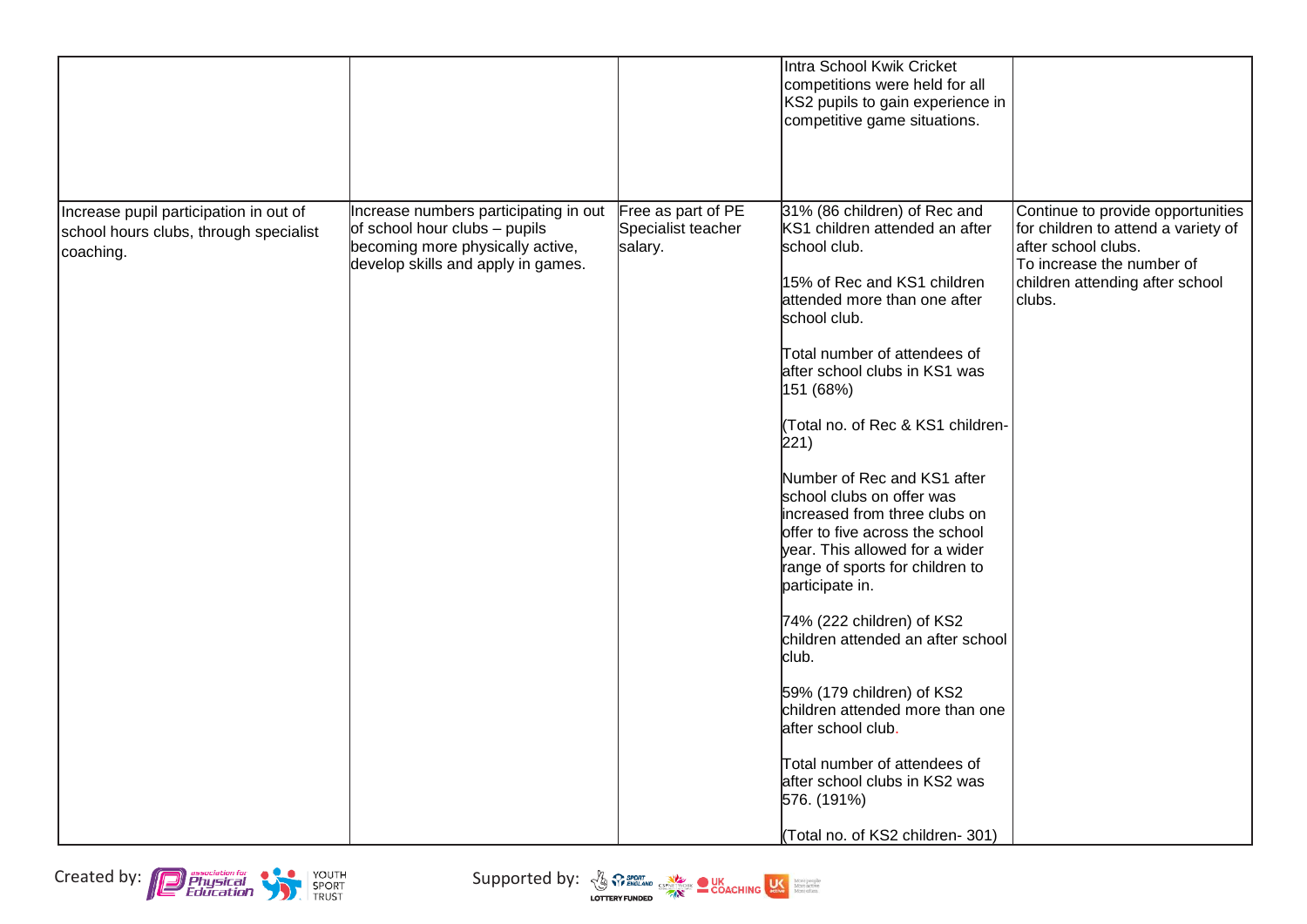| | | | | |
|---|---|---|---|---|
| | | | Intra School Kwik Cricket competitions were held for all KS2 pupils to gain experience in competitive game situations. | |
| Increase pupil participation in out of school hours clubs, through specialist coaching. | Increase numbers participating in out of school hour clubs – pupils becoming more physically active, develop skills and apply in games. | Free as part of PE Specialist teacher salary. | 31% (86 children) of Rec and KS1 children attended an after school club.<br><br>15% of Rec and KS1 children attended more than one after school club.<br><br>Total number of attendees of after school clubs in KS1 was 151 (68%)<br><br>(Total no. of Rec & KS1 children- 221)<br><br>Number of Rec and KS1 after school clubs on offer was increased from three clubs on offer to five across the school year. This allowed for a wider range of sports for children to participate in.<br><br>74% (222 children) of KS2 children attended an after school club.<br><br>59% (179 children) of KS2 children attended more than one after school club.<br><br>Total number of attendees of after school clubs in KS2 was 576. (191%)<br><br>(Total no. of KS2 children- 301) | Continue to provide opportunities for children to attend a variety of after school clubs.<br>To increase the number of children attending after school clubs. |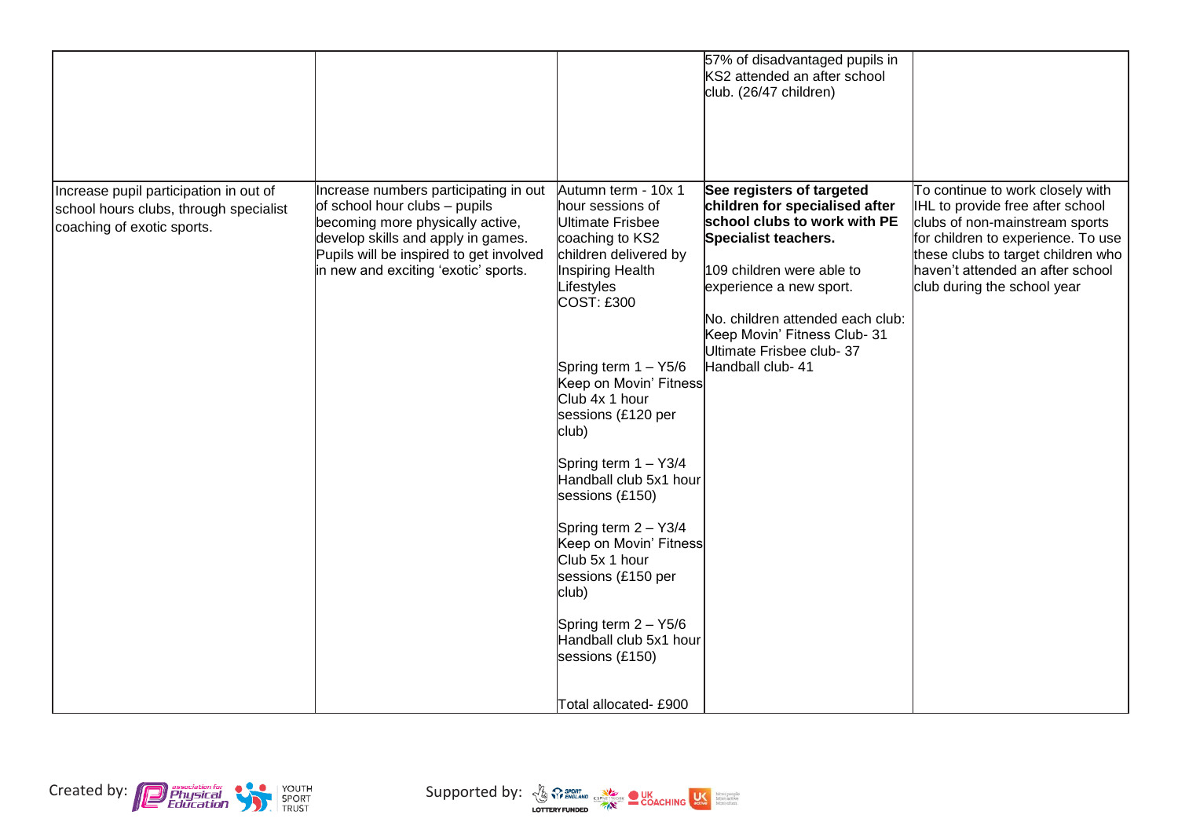| | | | | |
|---|---|---|---|---|
| | | | 57% of disadvantaged pupils in KS2 attended an after school club. (26/47 children) | |
| Increase pupil participation in out of school hours clubs, through specialist coaching of exotic sports. | Increase numbers participating in out of school hour clubs – pupils becoming more physically active, develop skills and apply in games. Pupils will be inspired to get involved in new and exciting 'exotic' sports. | Autumn term - 10x 1 hour sessions of Ultimate Frisbee coaching to KS2 children delivered by Inspiring Health Lifestyles<br>COST: £300<br><br>Spring term 1 – Y5/6 Keep on Movin' Fitness Club 4x 1 hour sessions (£120 per club)<br><br>Spring term 1 – Y3/4 Handball club 5x1 hour sessions (£150)<br><br>Spring term 2 – Y3/4 Keep on Movin' Fitness Club 5x 1 hour sessions (£150 per club)<br><br>Spring term 2 – Y5/6 Handball club 5x1 hour sessions (£150)<br><br>Total allocated- £900 | **See registers of targeted children for specialised after school clubs to work with PE Specialist teachers.**<br><br>109 children were able to experience a new sport.<br><br>No. children attended each club:<br>Keep Movin' Fitness Club- 31<br>Ultimate Frisbee club- 37<br>Handball club- 41 | To continue to work closely with IHL to provide free after school clubs of non-mainstream sports for children to experience. To use these clubs to target children who haven't attended an after school club during the school year |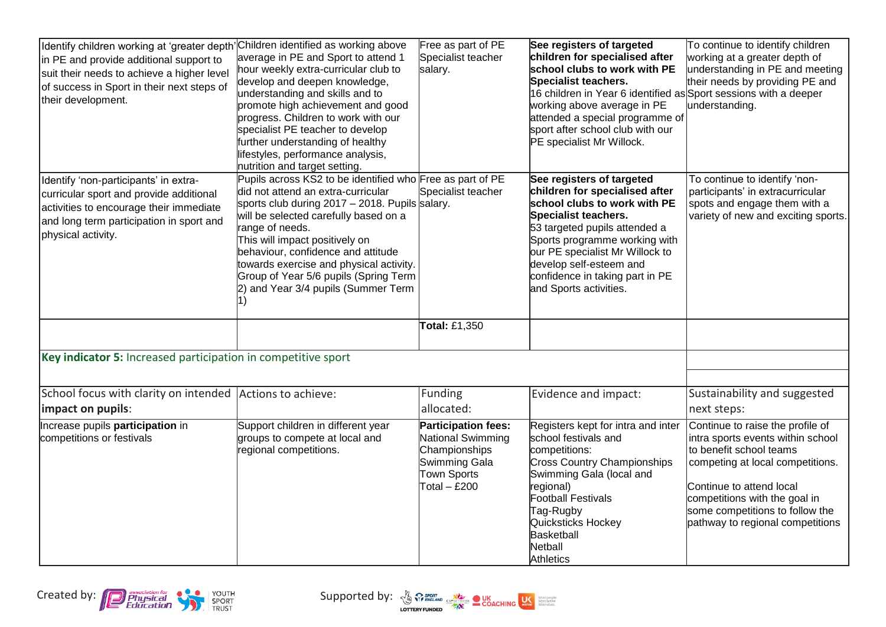| | | | | |
|---|---|---|---|---|
| Identify children working at 'greater depth' in PE and provide additional support to suit their needs to achieve a higher level of success in Sport in their next steps of their development. | Children identified as working above average in PE and Sport to attend 1 hour weekly extra-curricular club to develop and deepen knowledge, understanding and skills and to promote high achievement and good progress. Children to work with our specialist PE teacher to develop further understanding of healthy lifestyles, performance analysis, nutrition and target setting. | Free as part of PE Specialist teacher salary. | **See registers of targeted children for specialised after school clubs to work with PE Specialist teachers.** 16 children in Year 6 identified as working above average in PE attended a special programme of sport after school club with our PE specialist Mr Willock. | To continue to identify children working at a greater depth of understanding in PE and meeting their needs by providing PE and Sport sessions with a deeper understanding. |
| Identify 'non-participants' in extra-curricular sport and provide additional activities to encourage their immediate and long term participation in sport and physical activity. | Pupils across KS2 to be identified who did not attend an extra-curricular sports club during 2017 – 2018. Pupils will be selected carefully based on a range of needs. This will impact positively on behaviour, confidence and attitude towards exercise and physical activity. Group of Year 5/6 pupils (Spring Term 2) and Year 3/4 pupils (Summer Term 1) | Free as part of PE Specialist teacher salary. | **See registers of targeted children for specialised after school clubs to work with PE Specialist teachers.** 53 targeted pupils attended a Sports programme working with our PE specialist Mr Willock to develop self-esteem and confidence in taking part in PE and Sports activities. | To continue to identify 'non-participants' in extracurricular spots and engage them with a variety of new and exciting sports. |
| | | **Total:** £1,350 | | |

| **Key indicator 5:** Increased participation in competitive sport | | | | |
|---|---|---|---|---|
| School focus with clarity on intended **impact on pupils**: | Actions to achieve: | Funding allocated: | Evidence and impact: | Sustainability and suggested next steps: |
| Increase pupils **participation** in competitions or festivals | Support children in different year groups to compete at local and regional competitions. | **Participation fees:** National Swimming Championships Swimming Gala Town Sports Total – £200 | Registers kept for intra and inter school festivals and competitions: Cross Country Championships Swimming Gala (local and regional) Football Festivals Tag-Rugby Quicksticks Hockey Basketball Netball Athletics | Continue to raise the profile of intra sports events within school to benefit school teams competing at local competitions. Continue to attend local competitions with the goal in some competitions to follow the pathway to regional competitions |

Created by: association for Physical Education, Youth Sport Trust

Supported by: Sport England, CSPN, UK Coaching, UK Active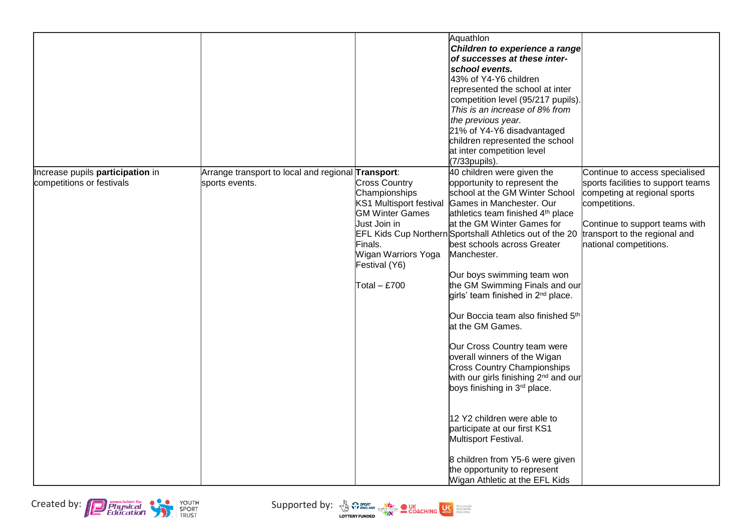| | | | | |
|---|---|---|---|---|
| | | | Aquathlon<br>***Children to experience a range of successes at these inter-school events.***<br>43% of Y4-Y6 children represented the school at inter competition level (95/217 pupils).<br>*This is an increase of 8% from the previous year.*<br>21% of Y4-Y6 disadvantaged children represented the school at inter competition level (7/33pupils). | |
| Increase pupils **participation** in competitions or festivals | Arrange transport to local and regional sports events. | **Transport**:<br>Cross Country Championships<br>KS1 Multisport festival<br>GM Winter Games<br>Just Join in<br>EFL Kids Cup Northern Finals.<br>Wigan Warriors Yoga Festival (Y6)<br><br>Total – £700 | 40 children were given the opportunity to represent the school at the GM Winter School Games in Manchester. Our athletics team finished 4th place at the GM Winter Games for Sportshall Athletics out of the 20 best schools across Greater Manchester.<br><br>Our boys swimming team won the GM Swimming Finals and our girls' team finished in 2nd place.<br><br>Our Boccia team also finished 5th at the GM Games.<br><br>Our Cross Country team were overall winners of the Wigan Cross Country Championships with our girls finishing 2nd and our boys finishing in 3rd place.<br><br>12 Y2 children were able to participate at our first KS1 Multisport Festival.<br><br>8 children from Y5-6 were given the opportunity to represent Wigan Athletic at the EFL Kids | Continue to access specialised sports facilities to support teams competing at regional sports competitions.<br><br>Continue to support teams with transport to the regional and national competitions. |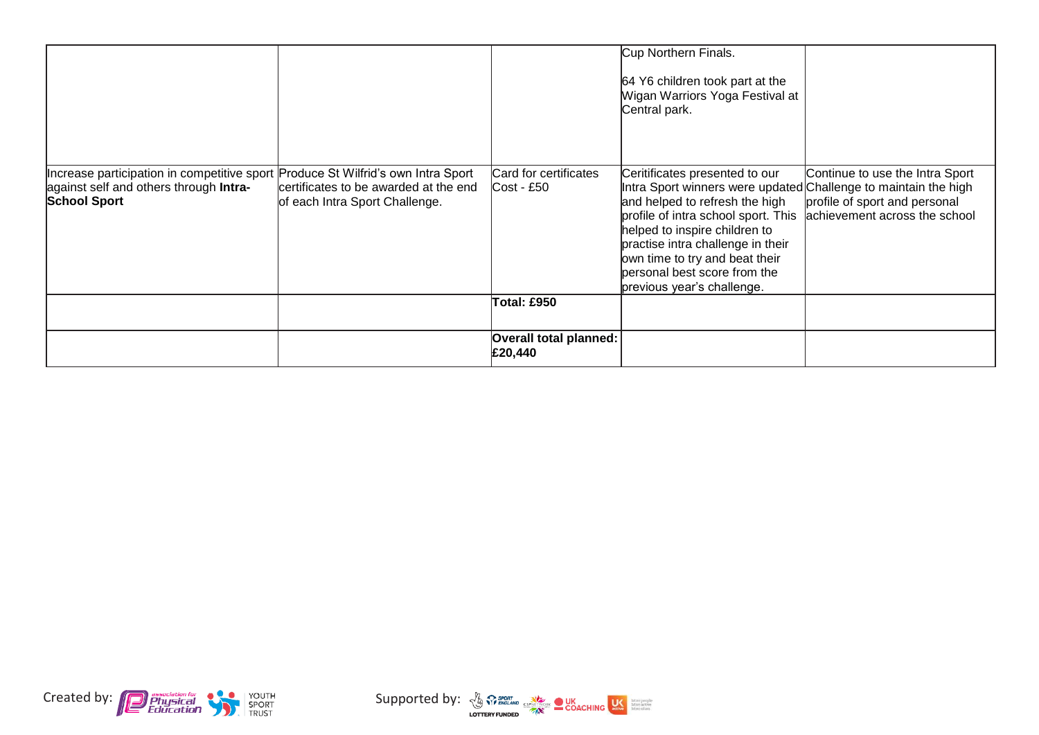| | | | | |
|---|---|---|---|---|
| | | | Cup Northern Finals.<br><br>64 Y6 children took part at the Wigan Warriors Yoga Festival at Central park. | |
| Increase participation in competitive sport against self and others through **Intra-School Sport** | Produce St Wilfrid's own Intra Sport certificates to be awarded at the end of each Intra Sport Challenge. | Card for certificates Cost - £50 | Ceritificates presented to our Intra Sport winners were updated and helped to refresh the high profile of intra school sport. This helped to inspire children to practise intra challenge in their own time to try and beat their personal best score from the previous year's challenge. | Continue to use the Intra Sport Challenge to maintain the high profile of sport and personal achievement across the school |
| | | **Total: £950** | | |
| | | **Overall total planned: £20,440** | | |

Created by: association for Physical Education, YOUTH SPORT TRUST

Supported by: SPORT ENGLAND, LOTTERY FUNDED, CSPN NETWORK, UK COACHING, UK active